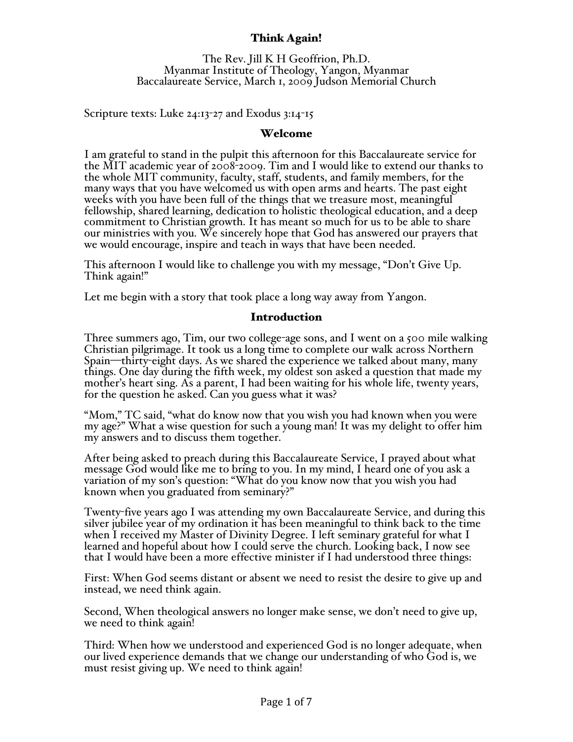# Think Again!

The Rev. Jill K H Geoffrion, Ph.D.
Myanmar Institute of Theology, Yangon, Myanmar
Baccalaureate Service, March 1, 2009 Judson Memorial Church

Scripture texts: Luke 24:13-27 and Exodus 3:14-15

## Welcome

I am grateful to stand in the pulpit this afternoon for this Baccalaureate service for the MIT academic year of 2008-2009. Tim and I would like to extend our thanks to the whole MIT community, faculty, staff, students, and family members, for the many ways that you have welcomed us with open arms and hearts. The past eight weeks with you have been full of the things that we treasure most, meaningful fellowship, shared learning, dedication to holistic theological education, and a deep commitment to Christian growth. It has meant so much for us to be able to share our ministries with you. We sincerely hope that God has answered our prayers that we would encourage, inspire and teach in ways that have been needed.

This afternoon I would like to challenge you with my message, "Don't Give Up. Think again!"

Let me begin with a story that took place a long way away from Yangon.

## Introduction

Three summers ago, Tim, our two college-age sons, and I went on a 500 mile walking Christian pilgrimage. It took us a long time to complete our walk across Northern Spain—thirty-eight days. As we shared the experience we talked about many, many things. One day during the fifth week, my oldest son asked a question that made my mother's heart sing. As a parent, I had been waiting for his whole life, twenty years, for the question he asked. Can you guess what it was?

"Mom," TC said, "what do know now that you wish you had known when you were my age?" What a wise question for such a young man! It was my delight to offer him my answers and to discuss them together.

After being asked to preach during this Baccalaureate Service, I prayed about what message God would like me to bring to you. In my mind, I heard one of you ask a variation of my son's question: "What do you know now that you wish you had known when you graduated from seminary?"

Twenty-five years ago I was attending my own Baccalaureate Service, and during this silver jubilee year of my ordination it has been meaningful to think back to the time when I received my Master of Divinity Degree. I left seminary grateful for what I learned and hopeful about how I could serve the church. Looking back, I now see that I would have been a more effective minister if I had understood three things:

First: When God seems distant or absent we need to resist the desire to give up and instead, we need think again.

Second, When theological answers no longer make sense, we don't need to give up, we need to think again!

Third: When how we understood and experienced God is no longer adequate, when our lived experience demands that we change our understanding of who God is, we must resist giving up. We need to think again!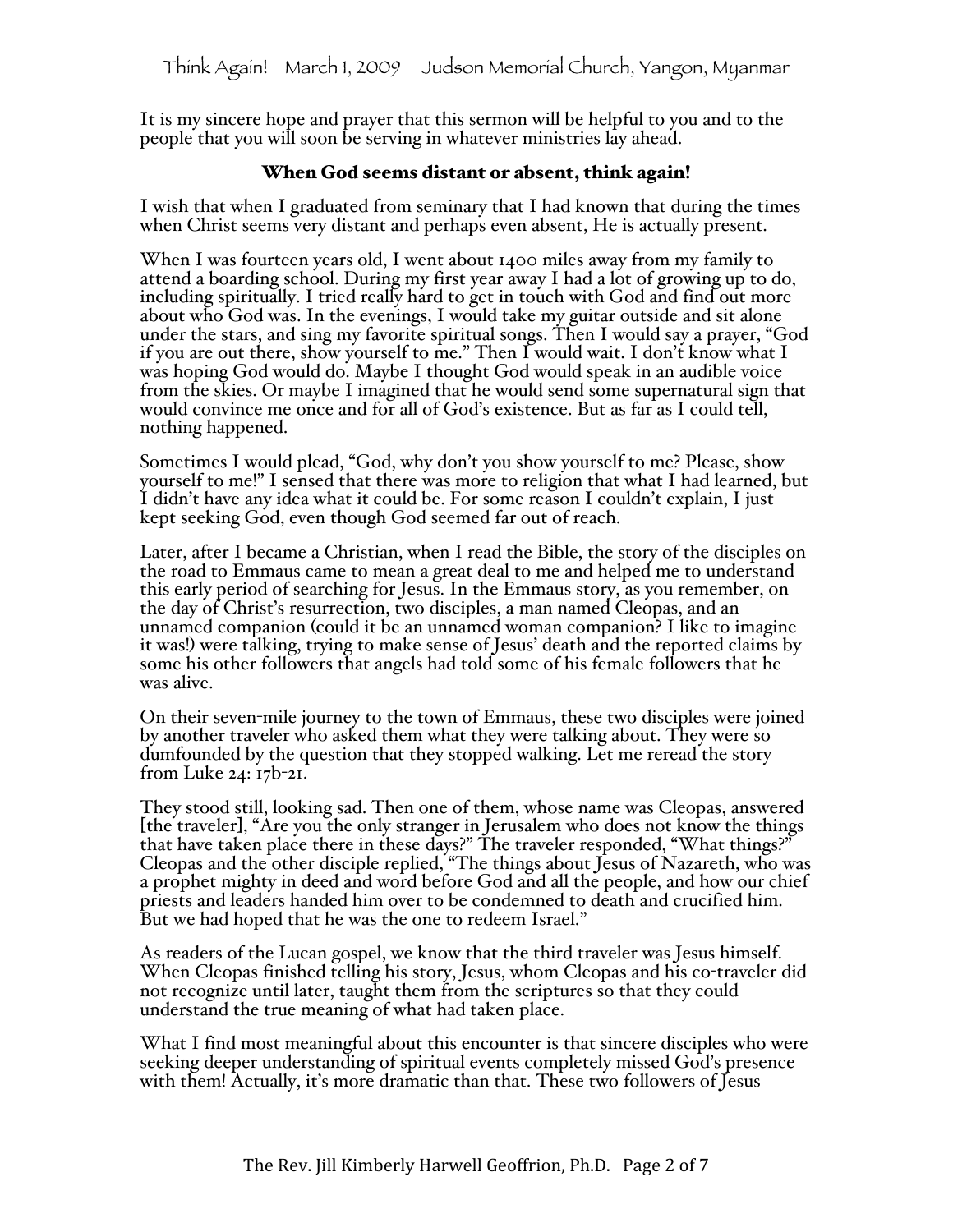It is my sincere hope and prayer that this sermon will be helpful to you and to the people that you will soon be serving in whatever ministries lay ahead.

## When God seems distant or absent, think again!

I wish that when I graduated from seminary that I had known that during the times when Christ seems very distant and perhaps even absent, He is actually present.

When I was fourteen years old, I went about 1400 miles away from my family to attend a boarding school. During my first year away I had a lot of growing up to do, including spiritually. I tried really hard to get in touch with God and find out more about who God was. In the evenings, I would take my guitar outside and sit alone under the stars, and sing my favorite spiritual songs. Then I would say a prayer, "God if you are out there, show yourself to me." Then I would wait. I don't know what I was hoping God would do. Maybe I thought God would speak in an audible voice from the skies. Or maybe I imagined that he would send some supernatural sign that would convince me once and for all of God's existence. But as far as I could tell, nothing happened.

Sometimes I would plead, "God, why don't you show yourself to me? Please, show yourself to me!" I sensed that there was more to religion that what I had learned, but I didn't have any idea what it could be. For some reason I couldn't explain, I just kept seeking God, even though God seemed far out of reach.

Later, after I became a Christian, when I read the Bible, the story of the disciples on the road to Emmaus came to mean a great deal to me and helped me to understand this early period of searching for Jesus. In the Emmaus story, as you remember, on the day of Christ's resurrection, two disciples, a man named Cleopas, and an unnamed companion (could it be an unnamed woman companion? I like to imagine it was!) were talking, trying to make sense of Jesus' death and the reported claims by some his other followers that angels had told some of his female followers that he was alive.

On their seven-mile journey to the town of Emmaus, these two disciples were joined by another traveler who asked them what they were talking about. They were so dumfounded by the question that they stopped walking. Let me reread the story from Luke 24: 17b-21.

They stood still, looking sad. Then one of them, whose name was Cleopas, answered [the traveler], "Are you the only stranger in Jerusalem who does not know the things that have taken place there in these days?" The traveler responded, "What things?" Cleopas and the other disciple replied, "The things about Jesus of Nazareth, who was a prophet mighty in deed and word before God and all the people, and how our chief priests and leaders handed him over to be condemned to death and crucified him. But we had hoped that he was the one to redeem Israel."

As readers of the Lucan gospel, we know that the third traveler was Jesus himself. When Cleopas finished telling his story, Jesus, whom Cleopas and his co-traveler did not recognize until later, taught them from the scriptures so that they could understand the true meaning of what had taken place.

What I find most meaningful about this encounter is that sincere disciples who were seeking deeper understanding of spiritual events completely missed God's presence with them! Actually, it's more dramatic than that. These two followers of Jesus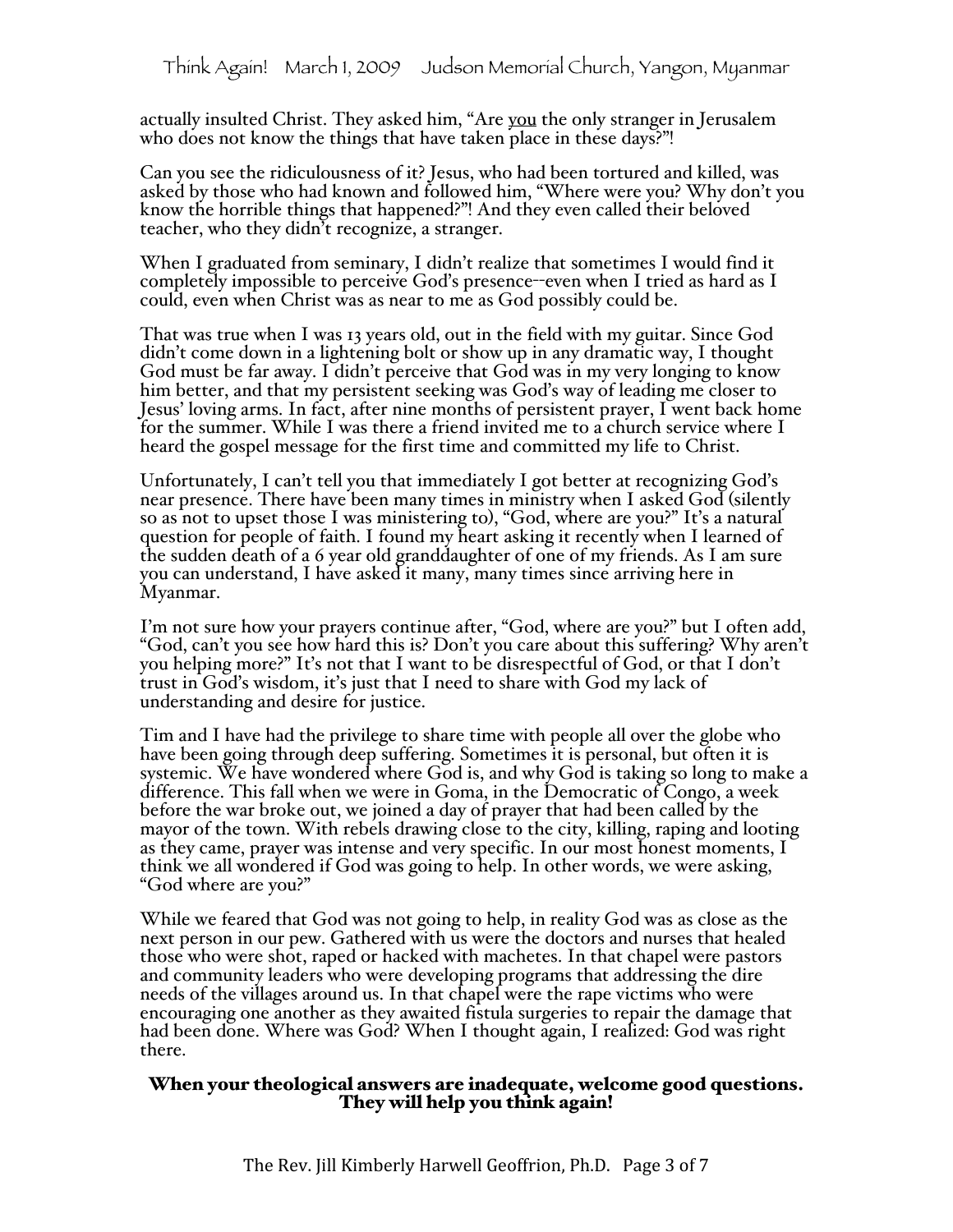actually insulted Christ. They asked him, “Are you the only stranger in Jerusalem who does not know the things that have taken place in these days?”!

Can you see the ridiculousness of it? Jesus, who had been tortured and killed, was asked by those who had known and followed him, “Where were you? Why don’t you know the horrible things that happened?”! And they even called their beloved teacher, who they didn’t recognize, a stranger.

When I graduated from seminary, I didn’t realize that sometimes I would find it completely impossible to perceive God’s presence--even when I tried as hard as I could, even when Christ was as near to me as God possibly could be.

That was true when I was 13 years old, out in the field with my guitar. Since God didn’t come down in a lightening bolt or show up in any dramatic way, I thought God must be far away. I didn’t perceive that God was in my very longing to know him better, and that my persistent seeking was God’s way of leading me closer to Jesus’ loving arms. In fact, after nine months of persistent prayer, I went back home for the summer. While I was there a friend invited me to a church service where I heard the gospel message for the first time and committed my life to Christ.

Unfortunately, I can’t tell you that immediately I got better at recognizing God’s near presence. There have been many times in ministry when I asked God (silently so as not to upset those I was ministering to), “God, where are you?” It’s a natural question for people of faith. I found my heart asking it recently when I learned of the sudden death of a 6 year old granddaughter of one of my friends. As I am sure you can understand, I have asked it many, many times since arriving here in Myanmar.

I’m not sure how your prayers continue after, “God, where are you?” but I often add, “God, can’t you see how hard this is? Don’t you care about this suffering? Why aren’t you helping more?” It’s not that I want to be disrespectful of God, or that I don’t trust in God’s wisdom, it’s just that I need to share with God my lack of understanding and desire for justice.

Tim and I have had the privilege to share time with people all over the globe who have been going through deep suffering. Sometimes it is personal, but often it is systemic. We have wondered where God is, and why God is taking so long to make a difference. This fall when we were in Goma, in the Democratic of Congo, a week before the war broke out, we joined a day of prayer that had been called by the mayor of the town. With rebels drawing close to the city, killing, raping and looting as they came, prayer was intense and very specific. In our most honest moments, I think we all wondered if God was going to help. In other words, we were asking, “God where are you?”

While we feared that God was not going to help, in reality God was as close as the next person in our pew. Gathered with us were the doctors and nurses that healed those who were shot, raped or hacked with machetes. In that chapel were pastors and community leaders who were developing programs that addressing the dire needs of the villages around us. In that chapel were the rape victims who were encouraging one another as they awaited fistula surgeries to repair the damage that had been done. Where was God? When I thought again, I realized: God was right there.

**When your theological answers are inadequate, welcome good questions. They will help you think again!**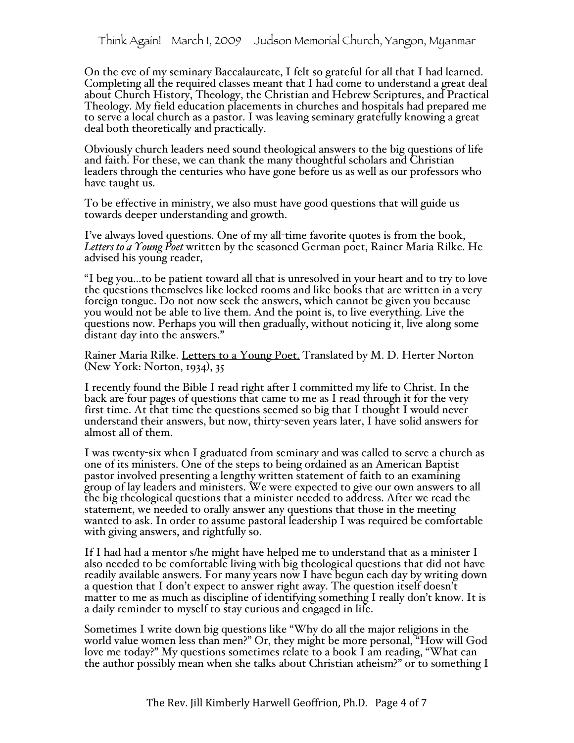On the eve of my seminary Baccalaureate, I felt so grateful for all that I had learned. Completing all the required classes meant that I had come to understand a great deal about Church History, Theology, the Christian and Hebrew Scriptures, and Practical Theology. My field education placements in churches and hospitals had prepared me to serve a local church as a pastor. I was leaving seminary gratefully knowing a great deal both theoretically and practically.

Obviously church leaders need sound theological answers to the big questions of life and faith. For these, we can thank the many thoughtful scholars and Christian leaders through the centuries who have gone before us as well as our professors who have taught us.

To be effective in ministry, we also must have good questions that will guide us towards deeper understanding and growth.

I've always loved questions. One of my all-time favorite quotes is from the book, *Letters to a Young Poet* written by the seasoned German poet, Rainer Maria Rilke. He advised his young reader,

"I beg you…to be patient toward all that is unresolved in your heart and to try to love the questions themselves like locked rooms and like books that are written in a very foreign tongue. Do not now seek the answers, which cannot be given you because you would not be able to live them. And the point is, to live everything. Live the questions now. Perhaps you will then gradually, without noticing it, live along some distant day into the answers."

Rainer Maria Rilke. Letters to a Young Poet. Translated by M. D. Herter Norton (New York: Norton, 1934), 35

I recently found the Bible I read right after I committed my life to Christ. In the back are four pages of questions that came to me as I read through it for the very first time. At that time the questions seemed so big that I thought I would never understand their answers, but now, thirty-seven years later, I have solid answers for almost all of them.

I was twenty-six when I graduated from seminary and was called to serve a church as one of its ministers. One of the steps to being ordained as an American Baptist pastor involved presenting a lengthy written statement of faith to an examining group of lay leaders and ministers. We were expected to give our own answers to all the big theological questions that a minister needed to address. After we read the statement, we needed to orally answer any questions that those in the meeting wanted to ask. In order to assume pastoral leadership I was required be comfortable with giving answers, and rightfully so.

If I had had a mentor s/he might have helped me to understand that as a minister I also needed to be comfortable living with big theological questions that did not have readily available answers. For many years now I have begun each day by writing down a question that I don't expect to answer right away. The question itself doesn't matter to me as much as discipline of identifying something I really don't know. It is a daily reminder to myself to stay curious and engaged in life.

Sometimes I write down big questions like "Why do all the major religions in the world value women less than men?" Or, they might be more personal, "How will God love me today?" My questions sometimes relate to a book I am reading, "What can the author possibly mean when she talks about Christian atheism?" or to something I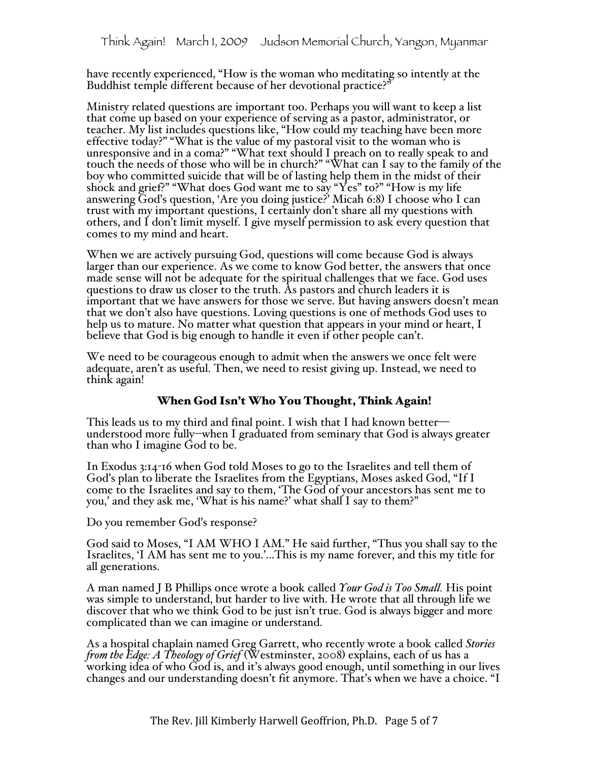have recently experienced, "How is the woman who meditating so intently at the Buddhist temple different because of her devotional practice?"

Ministry related questions are important too. Perhaps you will want to keep a list that come up based on your experience of serving as a pastor, administrator, or teacher. My list includes questions like, "How could my teaching have been more effective today?" "What is the value of my pastoral visit to the woman who is unresponsive and in a coma?" "What text should I preach on to really speak to and touch the needs of those who will be in church?" "What can I say to the family of the boy who committed suicide that will be of lasting help them in the midst of their shock and grief?" "What does God want me to say "Yes" to?" "How is my life answering God's question, 'Are you doing justice?' Micah 6:8) I choose who I can trust with my important questions, I certainly don't share all my questions with others, and I don't limit myself. I give myself permission to ask every question that comes to my mind and heart.

When we are actively pursuing God, questions will come because God is always larger than our experience. As we come to know God better, the answers that once made sense will not be adequate for the spiritual challenges that we face. God uses questions to draw us closer to the truth. As pastors and church leaders it is important that we have answers for those we serve. But having answers doesn't mean that we don't also have questions. Loving questions is one of methods God uses to help us to mature. No matter what question that appears in your mind or heart, I believe that God is big enough to handle it even if other people can't.

We need to be courageous enough to admit when the answers we once felt were adequate, aren't as useful. Then, we need to resist giving up. Instead, we need to think again!

## When God Isn't Who You Thought, Think Again!

This leads us to my third and final point. I wish that I had known better—understood more fully--when I graduated from seminary that God is always greater than who I imagine God to be.

In Exodus 3:14-16 when God told Moses to go to the Israelites and tell them of God's plan to liberate the Israelites from the Egyptians, Moses asked God, "If I come to the Israelites and say to them, 'The God of your ancestors has sent me to you,' and they ask me, 'What is his name?' what shall I say to them?"

Do you remember God's response?

God said to Moses, "I AM WHO I AM." He said further, "Thus you shall say to the Israelites, 'I AM has sent me to you.'…This is my name forever, and this my title for all generations.

A man named J B Phillips once wrote a book called *Your God is Too Small.* His point was simple to understand, but harder to live with. He wrote that all through life we discover that who we think God to be just isn't true. God is always bigger and more complicated than we can imagine or understand.

As a hospital chaplain named Greg Garrett, who recently wrote a book called *Stories from the Edge: A Theology of Grief* (Westminster, 2008) explains, each of us has a working idea of who God is, and it's always good enough, until something in our lives changes and our understanding doesn't fit anymore. That's when we have a choice. "I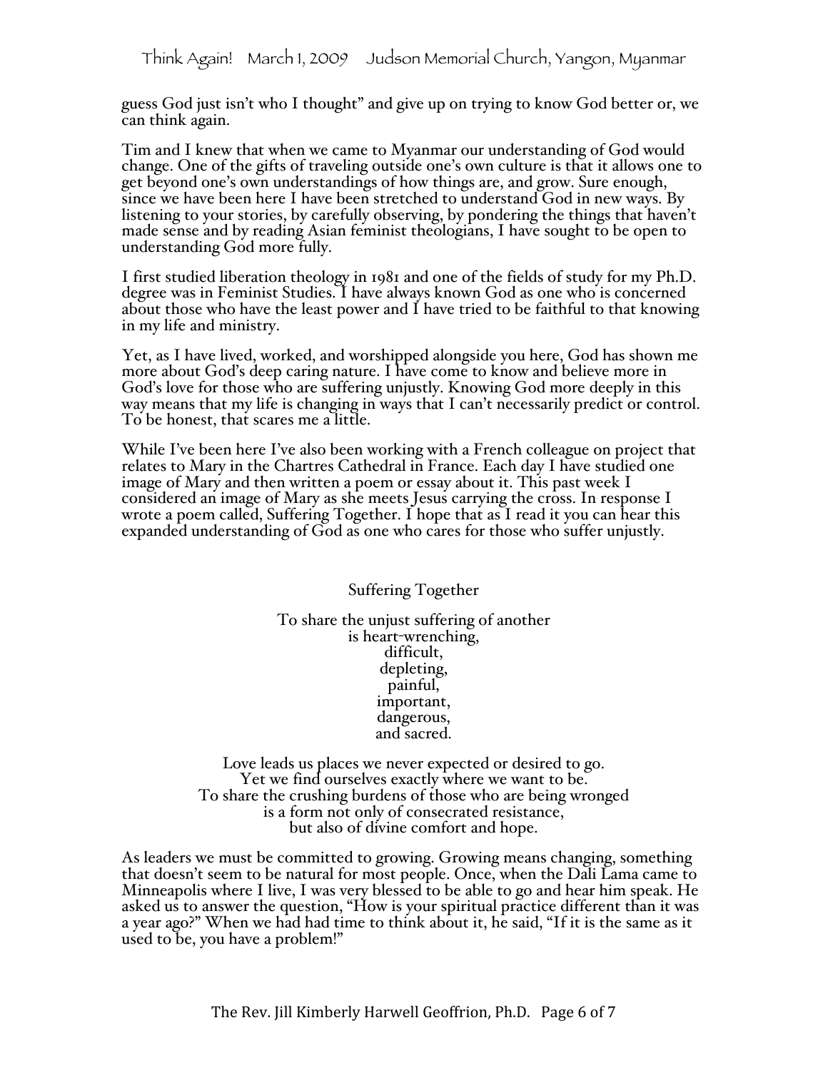guess God just isn't who I thought" and give up on trying to know God better or, we can think again.

Tim and I knew that when we came to Myanmar our understanding of God would change. One of the gifts of traveling outside one's own culture is that it allows one to get beyond one's own understandings of how things are, and grow. Sure enough, since we have been here I have been stretched to understand God in new ways. By listening to your stories, by carefully observing, by pondering the things that haven't made sense and by reading Asian feminist theologians, I have sought to be open to understanding God more fully.

I first studied liberation theology in 1981 and one of the fields of study for my Ph.D. degree was in Feminist Studies. I have always known God as one who is concerned about those who have the least power and I have tried to be faithful to that knowing in my life and ministry.

Yet, as I have lived, worked, and worshipped alongside you here, God has shown me more about God's deep caring nature. I have come to know and believe more in God's love for those who are suffering unjustly. Knowing God more deeply in this way means that my life is changing in ways that I can't necessarily predict or control. To be honest, that scares me a little.

While I've been here I've also been working with a French colleague on project that relates to Mary in the Chartres Cathedral in France. Each day I have studied one image of Mary and then written a poem or essay about it. This past week I considered an image of Mary as she meets Jesus carrying the cross. In response I wrote a poem called, Suffering Together. I hope that as I read it you can hear this expanded understanding of God as one who cares for those who suffer unjustly.

Suffering Together

To share the unjust suffering of another
is heart-wrenching,
difficult,
depleting,
painful,
important,
dangerous,
and sacred.

Love leads us places we never expected or desired to go.
Yet we find ourselves exactly where we want to be.
To share the crushing burdens of those who are being wronged
is a form not only of consecrated resistance,
but also of divine comfort and hope.

As leaders we must be committed to growing. Growing means changing, something that doesn't seem to be natural for most people. Once, when the Dali Lama came to Minneapolis where I live, I was very blessed to be able to go and hear him speak. He asked us to answer the question, "How is your spiritual practice different than it was a year ago?" When we had had time to think about it, he said, "If it is the same as it used to be, you have a problem!"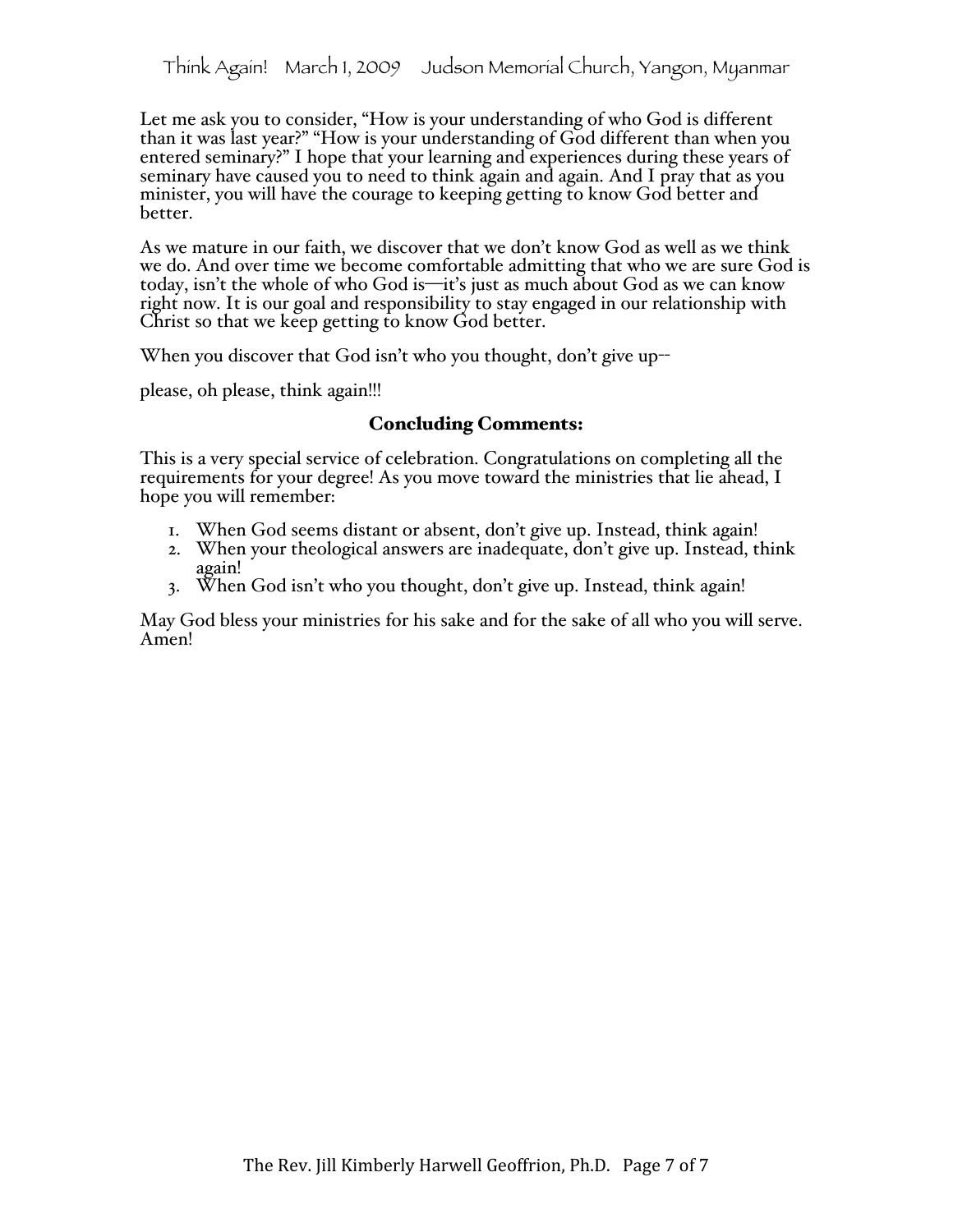Let me ask you to consider, "How is your understanding of who God is different than it was last year?" "How is your understanding of God different than when you entered seminary?" I hope that your learning and experiences during these years of seminary have caused you to need to think again and again. And I pray that as you minister, you will have the courage to keeping getting to know God better and better.

As we mature in our faith, we discover that we don't know God as well as we think we do. And over time we become comfortable admitting that who we are sure God is today, isn't the whole of who God is—it's just as much about God as we can know right now. It is our goal and responsibility to stay engaged in our relationship with Christ so that we keep getting to know God better.

When you discover that God isn't who you thought, don't give up--

please, oh please, think again!!!

## Concluding Comments:

This is a very special service of celebration. Congratulations on completing all the requirements for your degree! As you move toward the ministries that lie ahead, I hope you will remember:

1. When God seems distant or absent, don't give up. Instead, think again!
2. When your theological answers are inadequate, don't give up. Instead, think again!
3. When God isn't who you thought, don't give up. Instead, think again!

May God bless your ministries for his sake and for the sake of all who you will serve. Amen!